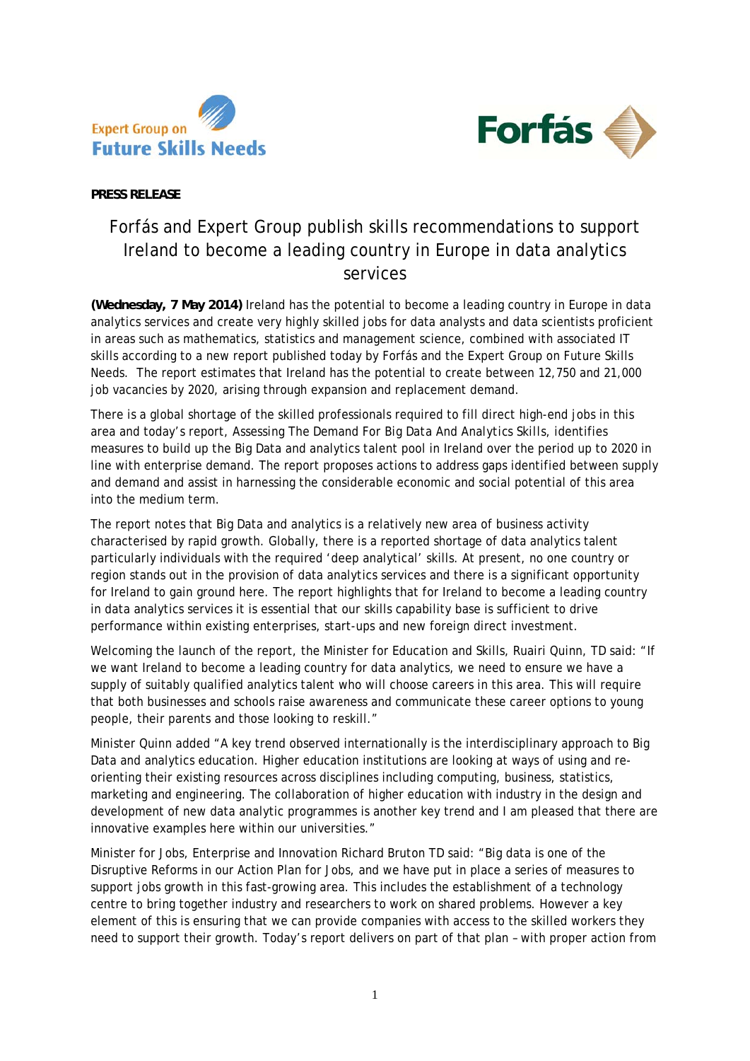Expert Group on Future Skills Needs

Forfás

**PRESS RELEASE**

# Forfás and Expert Group publish skills recommendations to support Ireland to become a leading country in Europe in data analytics services

**(Wednesday, 7 May 2014)** Ireland has the potential to become a leading country in Europe in data analytics services and create very highly skilled jobs for data analysts and data scientists proficient in areas such as mathematics, statistics and management science, combined with associated IT skills according to a new report published today by Forfás and the Expert Group on Future Skills Needs. The report estimates that Ireland has the potential to create between 12,750 and 21,000 job vacancies by 2020, arising through expansion and replacement demand.

There is a global shortage of the skilled professionals required to fill direct high-end jobs in this area and today's report, *Assessing The Demand For Big Data And Analytics Skills*, identifies measures to build up the Big Data and analytics talent pool in Ireland over the period up to 2020 in line with enterprise demand. The report proposes actions to address gaps identified between supply and demand and assist in harnessing the considerable economic and social potential of this area into the medium term.

The report notes that Big Data and analytics is a relatively new area of business activity characterised by rapid growth. Globally, there is a reported shortage of data analytics talent particularly individuals with the required 'deep analytical' skills. At present, no one country or region stands out in the provision of data analytics services and there is a significant opportunity for Ireland to gain ground here. The report highlights that for Ireland to become a leading country in data analytics services it is essential that our skills capability base is sufficient to drive performance within existing enterprises, start-ups and new foreign direct investment.

Welcoming the launch of the report, the Minister for Education and Skills, Ruairi Quinn, TD said: "If we want Ireland to become a leading country for data analytics, we need to ensure we have a supply of suitably qualified analytics talent who will choose careers in this area. This will require that both businesses and schools raise awareness and communicate these career options to young people, their parents and those looking to reskill."

Minister Quinn added "A key trend observed internationally is the interdisciplinary approach to Big Data and analytics education. Higher education institutions are looking at ways of using and re-orienting their existing resources across disciplines including computing, business, statistics, marketing and engineering. The collaboration of higher education with industry in the design and development of new data analytic programmes is another key trend and I am pleased that there are innovative examples here within our universities."

Minister for Jobs, Enterprise and Innovation Richard Bruton TD said: "Big data is one of the Disruptive Reforms in our Action Plan for Jobs, and we have put in place a series of measures to support jobs growth in this fast-growing area. This includes the establishment of a technology centre to bring together industry and researchers to work on shared problems. However a key element of this is ensuring that we can provide companies with access to the skilled workers they need to support their growth. Today's report delivers on part of that plan – with proper action from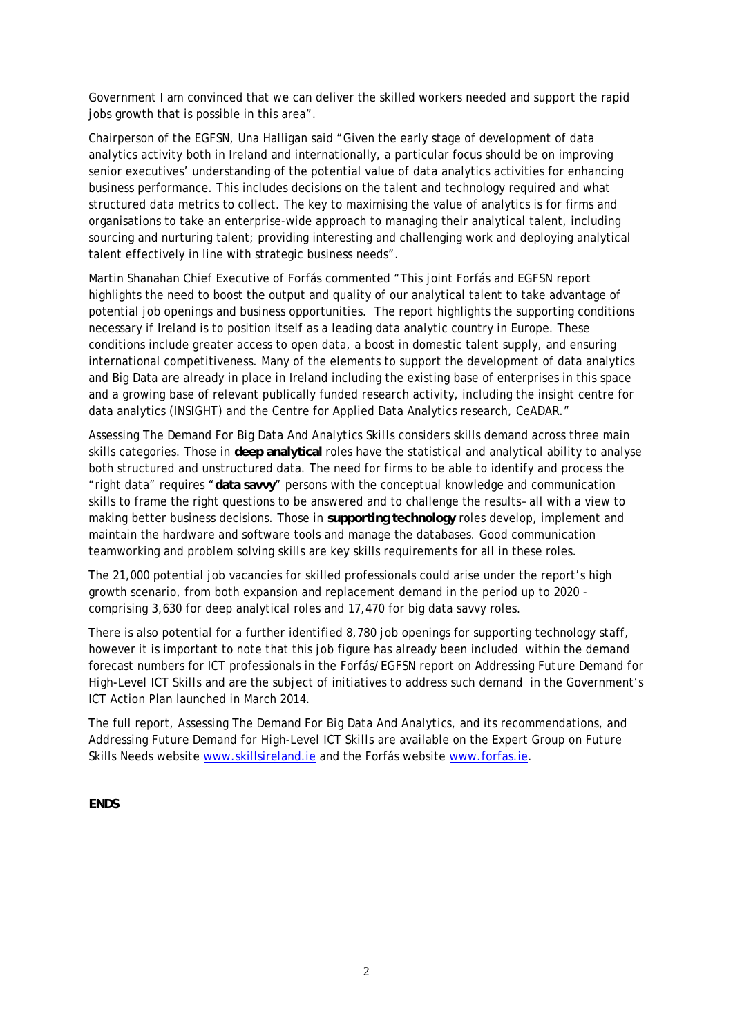Government I am convinced that we can deliver the skilled workers needed and support the rapid jobs growth that is possible in this area".

Chairperson of the EGFSN, Una Halligan said "Given the early stage of development of data analytics activity both in Ireland and internationally, a particular focus should be on improving senior executives' understanding of the potential value of data analytics activities for enhancing business performance. This includes decisions on the talent and technology required and what structured data metrics to collect. The key to maximising the value of analytics is for firms and organisations to take an enterprise-wide approach to managing their analytical talent, including sourcing and nurturing talent; providing interesting and challenging work and deploying analytical talent effectively in line with strategic business needs".

Martin Shanahan Chief Executive of Forfás commented "This joint Forfás and EGFSN report highlights the need to boost the output and quality of our analytical talent to take advantage of potential job openings and business opportunities. The report highlights the supporting conditions necessary if Ireland is to position itself as a leading data analytic country in Europe. These conditions include greater access to open data, a boost in domestic talent supply, and ensuring international competitiveness. Many of the elements to support the development of data analytics and Big Data are already in place in Ireland including the existing base of enterprises in this space and a growing base of relevant publically funded research activity, including the insight centre for data analytics (INSIGHT) and the Centre for Applied Data Analytics research, CeADAR."

*Assessing The Demand For Big Data And Analytics Skills* considers skills demand across three main skills categories. Those in **deep analytical** roles have the statistical and analytical ability to analyse both structured and unstructured data. The need for firms to be able to identify and process the "right data" requires "**data savvy**" persons with the conceptual knowledge and communication skills to frame the right questions to be answered and to challenge the results– all with a view to making better business decisions. Those in **supporting technology** roles develop, implement and maintain the hardware and software tools and manage the databases. Good communication teamworking and problem solving skills are key skills requirements for all in these roles.

The 21,000 potential job vacancies for skilled professionals could arise under the report's high growth scenario, from both expansion and replacement demand in the period up to 2020 - comprising 3,630 for deep analytical roles and 17,470 for big data savvy roles.

There is also potential for a further identified 8,780 job openings for supporting technology staff, however it is important to note that this job figure has already been included within the demand forecast numbers for ICT professionals in the Forfás/EGFSN report on *Addressing Future Demand for High-Level ICT Skills* and are the subject of initiatives to address such demand in the Government's ICT Action Plan launched in March 2014.

The full report, *Assessing The Demand For Big Data And Analytics*, and its recommendations, and *Addressing Future Demand for High-Level ICT Skills* are available on the Expert Group on Future Skills Needs website www.skillsireland.ie and the Forfás website www.forfas.ie.

**ENDS**